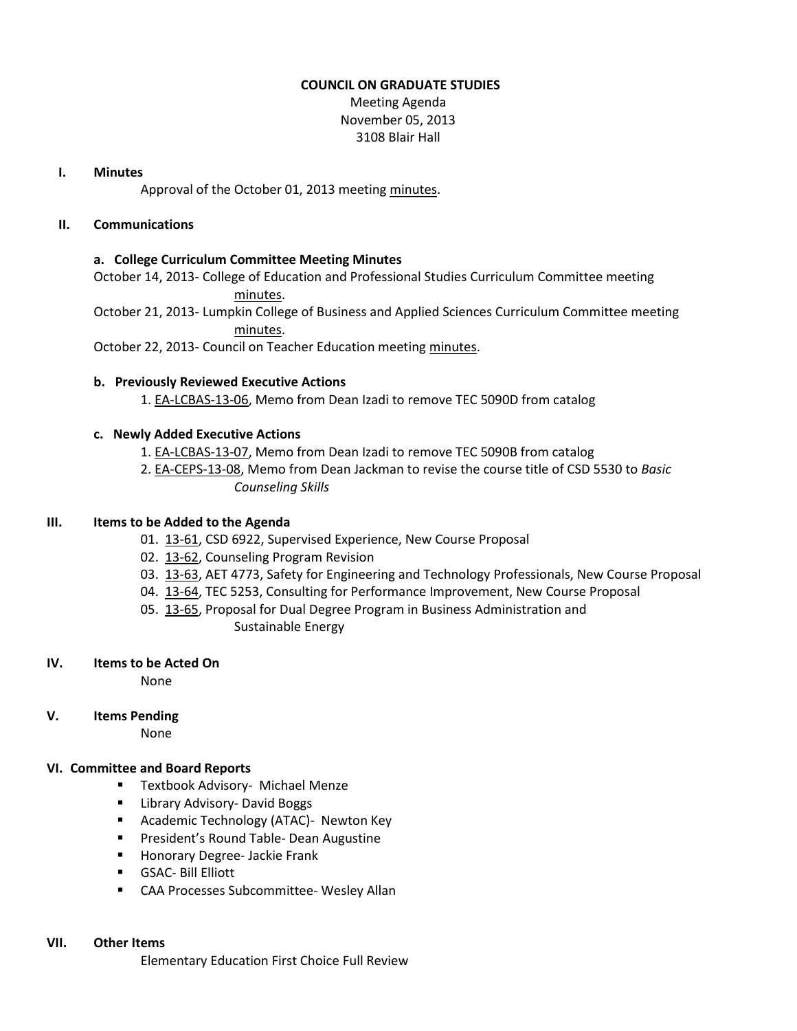# COUNCIL ON GRADUATE STUDIES

Meeting Agenda
November 05, 2013
3108 Blair Hall

## I. Minutes

Approval of the October 01, 2013 meeting minutes.

## II. Communications

### a. College Curriculum Committee Meeting Minutes

October 14, 2013- College of Education and Professional Studies Curriculum Committee meeting minutes.

October 21, 2013- Lumpkin College of Business and Applied Sciences Curriculum Committee meeting minutes.

October 22, 2013- Council on Teacher Education meeting minutes.

### b. Previously Reviewed Executive Actions

1. EA-LCBAS-13-06, Memo from Dean Izadi to remove TEC 5090D from catalog

### c. Newly Added Executive Actions

1. EA-LCBAS-13-07, Memo from Dean Izadi to remove TEC 5090B from catalog
2. EA-CEPS-13-08, Memo from Dean Jackman to revise the course title of CSD 5530 to *Basic Counseling Skills*

## III. Items to be Added to the Agenda

01. 13-61, CSD 6922, Supervised Experience, New Course Proposal
02. 13-62, Counseling Program Revision
03. 13-63, AET 4773, Safety for Engineering and Technology Professionals, New Course Proposal
04. 13-64, TEC 5253, Consulting for Performance Improvement, New Course Proposal
05. 13-65, Proposal for Dual Degree Program in Business Administration and Sustainable Energy

## IV. Items to be Acted On

None

## V. Items Pending

None

## VI. Committee and Board Reports

- Textbook Advisory- Michael Menze
- Library Advisory- David Boggs
- Academic Technology (ATAC)- Newton Key
- President's Round Table- Dean Augustine
- Honorary Degree- Jackie Frank
- GSAC- Bill Elliott
- CAA Processes Subcommittee- Wesley Allan

## VII. Other Items

Elementary Education First Choice Full Review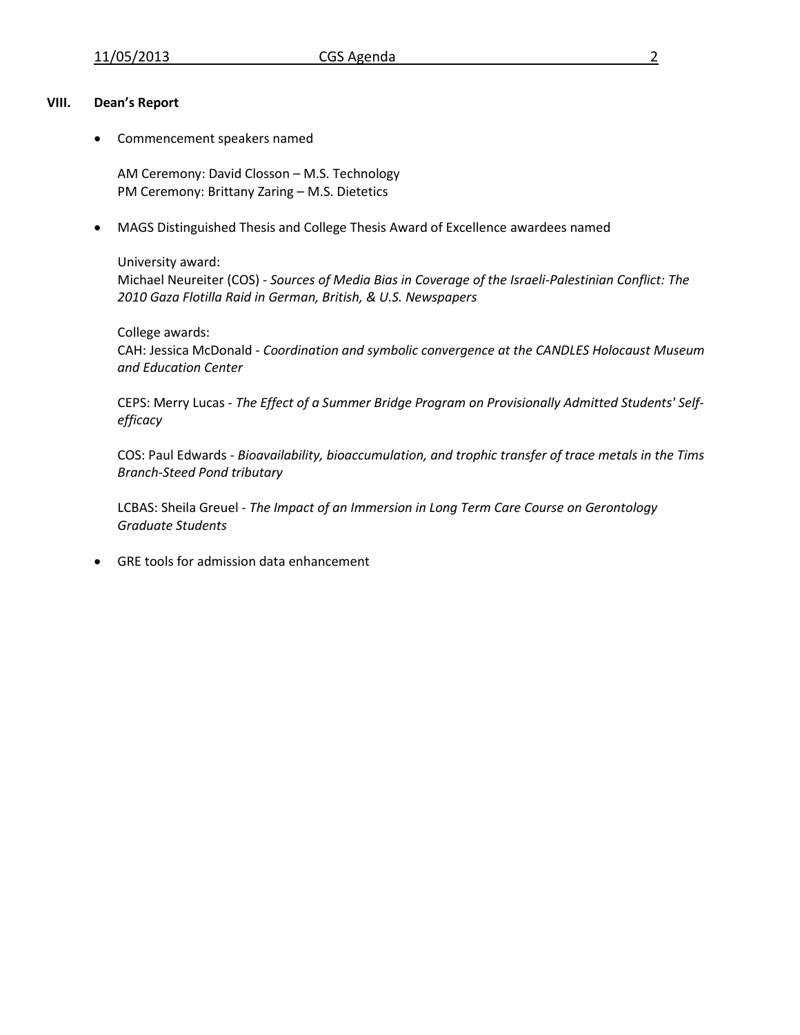## VIII. Dean's Report

- Commencement speakers named

  AM Ceremony: David Closson – M.S. Technology
  PM Ceremony: Brittany Zaring – M.S. Dietetics

- MAGS Distinguished Thesis and College Thesis Award of Excellence awardees named

  University award:
  Michael Neureiter (COS) - *Sources of Media Bias in Coverage of the Israeli-Palestinian Conflict: The 2010 Gaza Flotilla Raid in German, British, & U.S. Newspapers*

  College awards:
  CAH: Jessica McDonald - *Coordination and symbolic convergence at the CANDLES Holocaust Museum and Education Center*

  CEPS: Merry Lucas - *The Effect of a Summer Bridge Program on Provisionally Admitted Students' Self-efficacy*

  COS: Paul Edwards - *Bioavailability, bioaccumulation, and trophic transfer of trace metals in the Tims Branch-Steed Pond tributary*

  LCBAS: Sheila Greuel - *The Impact of an Immersion in Long Term Care Course on Gerontology Graduate Students*

- GRE tools for admission data enhancement